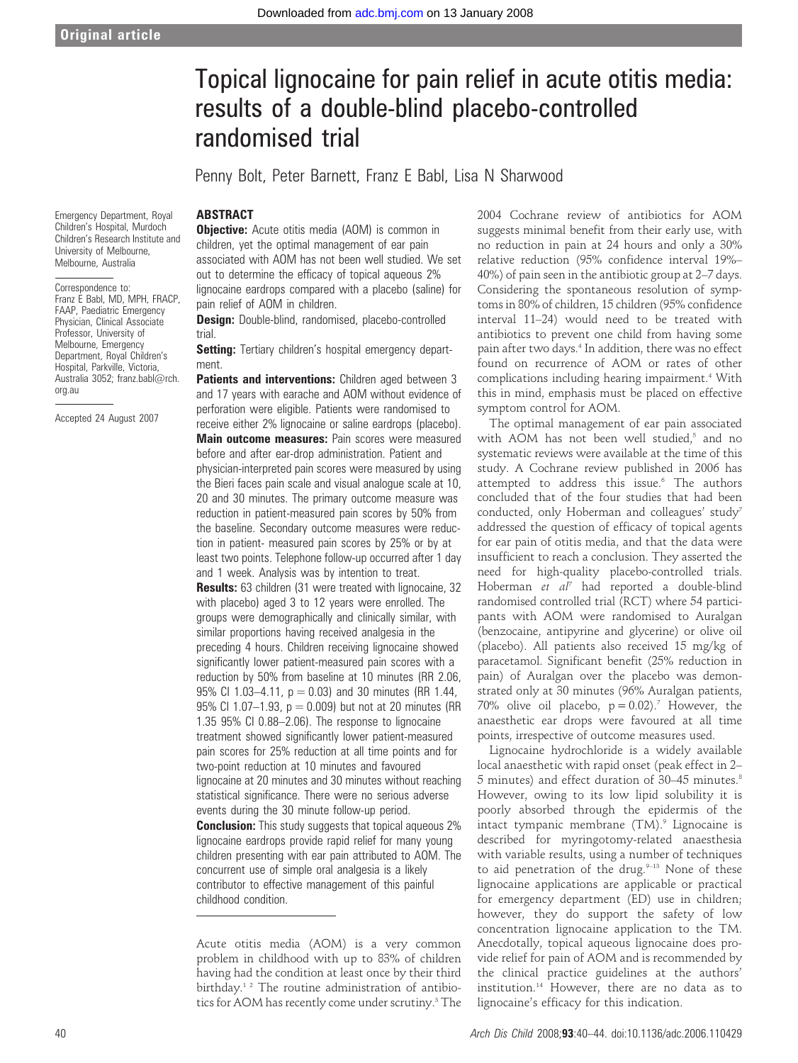Original article

# Topical lignocaine for pain relief in acute otitis media: results of a double-blind placebo-controlled randomised trial

Penny Bolt, Peter Barnett, Franz E Babl, Lisa N Sharwood

Emergency Department, Royal Children's Hospital, Murdoch Children's Research Institute and University of Melbourne, Melbourne, Australia

Correspondence to: Franz E Babl, MD, MPH, FRACP, FAAP, Paediatric Emergency Physician, Clinical Associate Professor, University of Melbourne, Emergency Department, Royal Children's Hospital, Parkville, Victoria, Australia 3052; franz.babl@rch.org.au

Accepted 24 August 2007

## ABSTRACT

**Objective:** Acute otitis media (AOM) is common in children, yet the optimal management of ear pain associated with AOM has not been well studied. We set out to determine the efficacy of topical aqueous 2% lignocaine eardrops compared with a placebo (saline) for pain relief of AOM in children.

**Design:** Double-blind, randomised, placebo-controlled trial.

**Setting:** Tertiary children's hospital emergency department.

**Patients and interventions:** Children aged between 3 and 17 years with earache and AOM without evidence of perforation were eligible. Patients were randomised to receive either 2% lignocaine or saline eardrops (placebo).

**Main outcome measures:** Pain scores were measured before and after ear-drop administration. Patient and physician-interpreted pain scores were measured by using the Bieri faces pain scale and visual analogue scale at 10, 20 and 30 minutes. The primary outcome measure was reduction in patient-measured pain scores by 50% from the baseline. Secondary outcome measures were reduction in patient- measured pain scores by 25% or by at least two points. Telephone follow-up occurred after 1 day and 1 week. Analysis was by intention to treat.

**Results:** 63 children (31 were treated with lignocaine, 32 with placebo) aged 3 to 12 years were enrolled. The groups were demographically and clinically similar, with similar proportions having received analgesia in the preceding 4 hours. Children receiving lignocaine showed significantly lower patient-measured pain scores with a reduction by 50% from baseline at 10 minutes (RR 2.06, 95% CI 1.03–4.11, $p = 0.03$) and 30 minutes (RR 1.44, 95% CI 1.07–1.93, $p = 0.009$) but not at 20 minutes (RR 1.35 95% CI 0.88–2.06). The response to lignocaine treatment showed significantly lower patient-measured pain scores for 25% reduction at all time points and for two-point reduction at 10 minutes and favoured lignocaine at 20 minutes and 30 minutes without reaching statistical significance. There were no serious adverse events during the 30 minute follow-up period.

**Conclusion:** This study suggests that topical aqueous 2% lignocaine eardrops provide rapid relief for many young children presenting with ear pain attributed to AOM. The concurrent use of simple oral analgesia is a likely contributor to effective management of this painful childhood condition.

---

Acute otitis media (AOM) is a very common problem in childhood with up to 83% of children having had the condition at least once by their third birthday.[1 2] The routine administration of antibiotics for AOM has recently come under scrutiny.[3] The 2004 Cochrane review of antibiotics for AOM suggests minimal benefit from their early use, with no reduction in pain at 24 hours and only a 30% relative reduction (95% confidence interval 19%–40%) of pain seen in the antibiotic group at 2–7 days. Considering the spontaneous resolution of symptoms in 80% of children, 15 children (95% confidence interval 11–24) would need to be treated with antibiotics to prevent one child from having some pain after two days.[4] In addition, there was no effect found on recurrence of AOM or rates of other complications including hearing impairment.[4] With this in mind, emphasis must be placed on effective symptom control for AOM.

The optimal management of ear pain associated with AOM has not been well studied,[5] and no systematic reviews were available at the time of this study. A Cochrane review published in 2006 has attempted to address this issue.[6] The authors concluded that of the four studies that had been conducted, only Hoberman and colleagues' study[7] addressed the question of efficacy of topical agents for ear pain of otitis media, and that the data were insufficient to reach a conclusion. They asserted the need for high-quality placebo-controlled trials. Hoberman *et al*[7] had reported a double-blind randomised controlled trial (RCT) where 54 participants with AOM were randomised to Auralgan (benzocaine, antipyrine and glycerine) or olive oil (placebo). All patients also received 15 mg/kg of paracetamol. Significant benefit (25% reduction in pain) of Auralgan over the placebo was demonstrated only at 30 minutes (96% Auralgan patients, 70% olive oil placebo, $p = 0.02$).[7] However, the anaesthetic ear drops were favoured at all time points, irrespective of outcome measures used.

Lignocaine hydrochloride is a widely available local anaesthetic with rapid onset (peak effect in 2–5 minutes) and effect duration of 30–45 minutes.[8] However, owing to its low lipid solubility it is poorly absorbed through the epidermis of the intact tympanic membrane (TM).[9] Lignocaine is described for myringotomy-related anaesthesia with variable results, using a number of techniques to aid penetration of the drug.[9–13] None of these lignocaine applications are applicable or practical for emergency department (ED) use in children; however, they do support the safety of low concentration lignocaine application to the TM. Anecdotally, topical aqueous lignocaine does provide relief for pain of AOM and is recommended by the clinical practice guidelines at the authors' institution.[14] However, there are no data as to lignocaine's efficacy for this indication.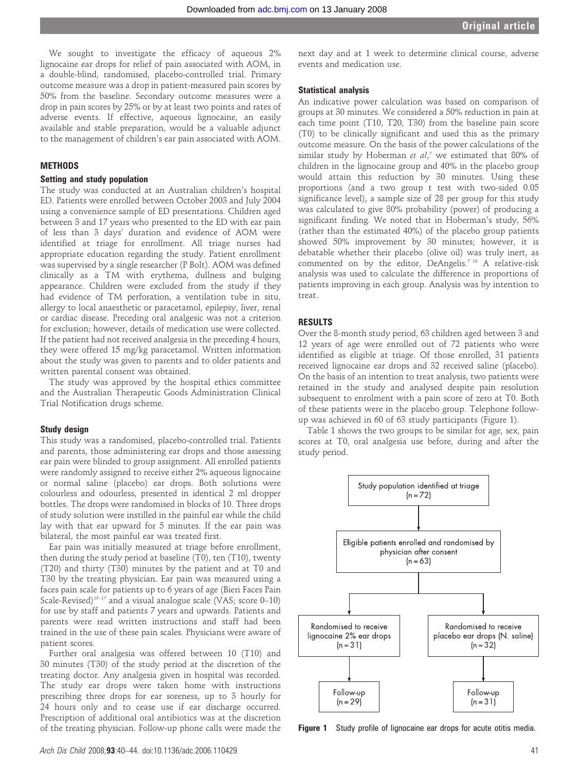We sought to investigate the efficacy of aqueous 2% lignocaine ear drops for relief of pain associated with AOM, in a double-blind, randomised, placebo-controlled trial. Primary outcome measure was a drop in patient-measured pain scores by 50% from the baseline. Secondary outcome measures were a drop in pain scores by 25% or by at least two points and rates of adverse events. If effective, aqueous lignocaine, an easily available and stable preparation, would be a valuable adjunct to the management of children's ear pain associated with AOM.

## METHODS

### Setting and study population

The study was conducted at an Australian children's hospital ED. Patients were enrolled between October 2003 and July 2004 using a convenience sample of ED presentations. Children aged between 3 and 17 years who presented to the ED with ear pain of less than 3 days' duration and evidence of AOM were identified at triage for enrollment. All triage nurses had appropriate education regarding the study. Patient enrollment was supervised by a single researcher (P Bolt). AOM was defined clinically as a TM with erythema, dullness and bulging appearance. Children were excluded from the study if they had evidence of TM perforation, a ventilation tube in situ, allergy to local anaesthetic or paracetamol, epilepsy, liver, renal or cardiac disease. Preceding oral analgesic was not a criterion for exclusion; however, details of medication use were collected. If the patient had not received analgesia in the preceding 4 hours, they were offered 15 mg/kg paracetamol. Written information about the study was given to parents and to older patients and written parental consent was obtained.

The study was approved by the hospital ethics committee and the Australian Therapeutic Goods Administration Clinical Trial Notification drugs scheme.

### Study design

This study was a randomised, placebo-controlled trial. Patients and parents, those administering ear drops and those assessing ear pain were blinded to group assignment. All enrolled patients were randomly assigned to receive either 2% aqueous lignocaine or normal saline (placebo) ear drops. Both solutions were colourless and odourless, presented in identical 2 ml dropper bottles. The drops were randomised in blocks of 10. Three drops of study solution were instilled in the painful ear while the child lay with that ear upward for 5 minutes. If the ear pain was bilateral, the most painful ear was treated first.

Ear pain was initially measured at triage before enrollment, then during the study period at baseline (T0), ten (T10), twenty (T20) and thirty (T30) minutes by the patient and at T0 and T30 by the treating physician. Ear pain was measured using a faces pain scale for patients up to 6 years of age (Bieri Faces Pain Scale-Revised)[15–17] and a visual analogue scale (VAS; score 0–10) for use by staff and patients 7 years and upwards. Patients and parents were read written instructions and staff had been trained in the use of these pain scales. Physicians were aware of patient scores.

Further oral analgesia was offered between 10 (T10) and 30 minutes (T30) of the study period at the discretion of the treating doctor. Any analgesia given in hospital was recorded. The study ear drops were taken home with instructions prescribing three drops for ear soreness, up to 3 hourly for 24 hours only and to cease use if ear discharge occurred. Prescription of additional oral antibiotics was at the discretion of the treating physician. Follow-up phone calls were made the next day and at 1 week to determine clinical course, adverse events and medication use.

### Statistical analysis

An indicative power calculation was based on comparison of groups at 30 minutes. We considered a 50% reduction in pain at each time point (T10, T20, T30) from the baseline pain score (T0) to be clinically significant and used this as the primary outcome measure. On the basis of the power calculations of the similar study by Hoberman *et al*,[7] we estimated that 80% of children in the lignocaine group and 40% in the placebo group would attain this reduction by 30 minutes. Using these proportions (and a two group t test with two-sided 0.05 significance level), a sample size of 28 per group for this study was calculated to give 80% probability (power) of producing a significant finding. We noted that in Hoberman's study, 56% (rather than the estimated 40%) of the placebo group patients showed 50% improvement by 30 minutes; however, it is debatable whether their placebo (olive oil) was truly inert, as commented on by the editor, DeAngelis.[7,18] A relative-risk analysis was used to calculate the difference in proportions of patients improving in each group. Analysis was by intention to treat.

## RESULTS

Over the 8-month study period, 63 children aged between 3 and 12 years of age were enrolled out of 72 patients who were identified as eligible at triage. Of those enrolled, 31 patients received lignocaine ear drops and 32 received saline (placebo). On the basis of an intention to treat analysis, two patients were retained in the study and analysed despite pain resolution subsequent to enrolment with a pain score of zero at T0. Both of these patients were in the placebo group. Telephone follow-up was achieved in 60 of 63 study participants (Figure 1).

Table 1 shows the two groups to be similar for age, sex, pain scores at T0, oral analgesia use before, during and after the study period.

Study population identified at triage (n = 72)

→ Eligible patients enrolled and randomised by physician after consent (n = 63)

→ Randomised to receive lignocaine 2% ear drops (n = 31) → Follow-up (n = 29)

→ Randomised to receive placebo ear drops (N. saline) (n = 32) → Follow-up (n = 31)

**Figure 1** Study profile of lignocaine ear drops for acute otitis media.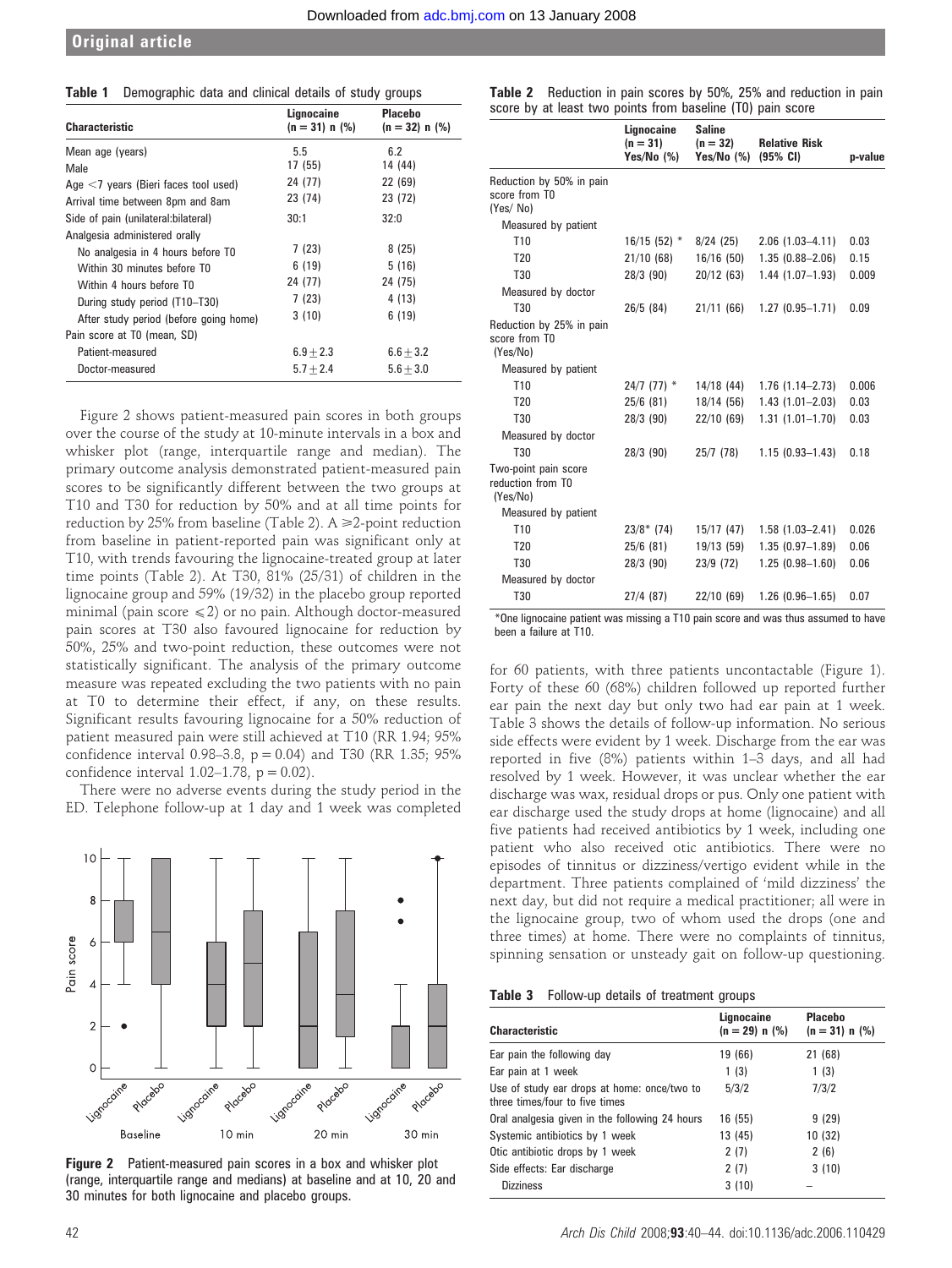**Table 1** Demographic data and clinical details of study groups

| Characteristic | Lignocaine (n = 31) n (%) | Placebo (n = 32) n (%) |
|---|---|---|
| Mean age (years) | 5.5 | 6.2 |
| Male | 17 (55) | 14 (44) |
| Age <7 years (Bieri faces tool used) | 24 (77) | 22 (69) |
| Arrival time between 8pm and 8am | 23 (74) | 23 (72) |
| Side of pain (unilateral:bilateral) | 30:1 | 32:0 |
| Analgesia administered orally | | |
| No analgesia in 4 hours before T0 | 7 (23) | 8 (25) |
| Within 30 minutes before T0 | 6 (19) | 5 (16) |
| Within 4 hours before T0 | 24 (77) | 24 (75) |
| During study period (T10–T30) | 7 (23) | 4 (13) |
| After study period (before going home) | 3 (10) | 6 (19) |
| Pain score at T0 (mean, SD) | | |
| Patient-measured | 6.9±2.3 | 6.6±3.2 |
| Doctor-measured | 5.7±2.4 | 5.6±3.0 |

Figure 2 shows patient-measured pain scores in both groups over the course of the study at 10-minute intervals in a box and whisker plot (range, interquartile range and median). The primary outcome analysis demonstrated patient-measured pain scores to be significantly different between the two groups at T10 and T30 for reduction by 50% and at all time points for reduction by 25% from baseline (Table 2). A ≥2-point reduction from baseline in patient-reported pain was significant only at T10, with trends favouring the lignocaine-treated group at later time points (Table 2). At T30, 81% (25/31) of children in the lignocaine group and 59% (19/32) in the placebo group reported minimal (pain score ≤2) or no pain. Although doctor-measured pain scores at T30 also favoured lignocaine for reduction by 50%, 25% and two-point reduction, these outcomes were not statistically significant. The analysis of the primary outcome measure was repeated excluding the two patients with no pain at T0 to determine their effect, if any, on these results. Significant results favouring lignocaine for a 50% reduction of patient measured pain were still achieved at T10 (RR 1.94; 95% confidence interval 0.98–3.8, p = 0.04) and T30 (RR 1.35; 95% confidence interval 1.02–1.78, p = 0.02).

There were no adverse events during the study period in the ED. Telephone follow-up at 1 day and 1 week was completed for 60 patients, with three patients uncontactable (Figure 1). Forty of these 60 (68%) children followed up reported further ear pain the next day but only two had ear pain at 1 week. Table 3 shows the details of follow-up information. No serious side effects were evident by 1 week. Discharge from the ear was reported in five (8%) patients within 1–3 days, and all had resolved by 1 week. However, it was unclear whether the ear discharge was wax, residual drops or pus. Only one patient with ear discharge used the study drops at home (lignocaine) and all five patients had received antibiotics by 1 week, including one patient who also received otic antibiotics. There were no episodes of tinnitus or dizziness/vertigo evident while in the department. Three patients complained of 'mild dizziness' the next day, but did not require a medical practitioner; all were in the lignocaine group, two of whom used the drops (one and three times) at home. There were no complaints of tinnitus, spinning sensation or unsteady gait on follow-up questioning.

**Figure 2** Patient-measured pain scores in a box and whisker plot (range, interquartile range and medians) at baseline and at 10, 20 and 30 minutes for both lignocaine and placebo groups.

**Table 2** Reduction in pain scores by 50%, 25% and reduction in pain score by at least two points from baseline (T0) pain score

| | Lignocaine (n = 31) Yes/No (%) | Saline (n = 32) Yes/No (%) | Relative Risk (95% CI) | p-value |
|---|---|---|---|---|
| Reduction by 50% in pain score from T0 (Yes/ No) | | | | |
| Measured by patient | | | | |
| T10 | 16/15 (52) * | 8/24 (25) | 2.06 (1.03–4.11) | 0.03 |
| T20 | 21/10 (68) | 16/16 (50) | 1.35 (0.88–2.06) | 0.15 |
| T30 | 28/3 (90) | 20/12 (63) | 1.44 (1.07–1.93) | 0.009 |
| Measured by doctor | | | | |
| T30 | 26/5 (84) | 21/11 (66) | 1.27 (0.95–1.71) | 0.09 |
| Reduction by 25% in pain score from T0 (Yes/No) | | | | |
| Measured by patient | | | | |
| T10 | 24/7 (77) * | 14/18 (44) | 1.76 (1.14–2.73) | 0.006 |
| T20 | 25/6 (81) | 18/14 (56) | 1.43 (1.01–2.03) | 0.03 |
| T30 | 28/3 (90) | 22/10 (69) | 1.31 (1.01–1.70) | 0.03 |
| Measured by doctor | | | | |
| T30 | 28/3 (90) | 25/7 (78) | 1.15 (0.93–1.43) | 0.18 |
| Two-point pain score reduction from T0 (Yes/No) | | | | |
| Measured by patient | | | | |
| T10 | 23/8* (74) | 15/17 (47) | 1.58 (1.03–2.41) | 0.026 |
| T20 | 25/6 (81) | 19/13 (59) | 1.35 (0.97–1.89) | 0.06 |
| T30 | 28/3 (90) | 23/9 (72) | 1.25 (0.98–1.60) | 0.06 |
| Measured by doctor | | | | |
| T30 | 27/4 (87) | 22/10 (69) | 1.26 (0.96–1.65) | 0.07 |

*One lignocaine patient was missing a T10 pain score and was thus assumed to have been a failure at T10.

**Table 3** Follow-up details of treatment groups

| Characteristic | Lignocaine (n = 29) n (%) | Placebo (n = 31) n (%) |
|---|---|---|
| Ear pain the following day | 19 (66) | 21 (68) |
| Ear pain at 1 week | 1 (3) | 1 (3) |
| Use of study ear drops at home: once/two to three times/four to five times | 5/3/2 | 7/3/2 |
| Oral analgesia given in the following 24 hours | 16 (55) | 9 (29) |
| Systemic antibiotics by 1 week | 13 (45) | 10 (32) |
| Otic antibiotic drops by 1 week | 2 (7) | 2 (6) |
| Side effects: Ear discharge | 2 (7) | 3 (10) |
| Dizziness | 3 (10) | – |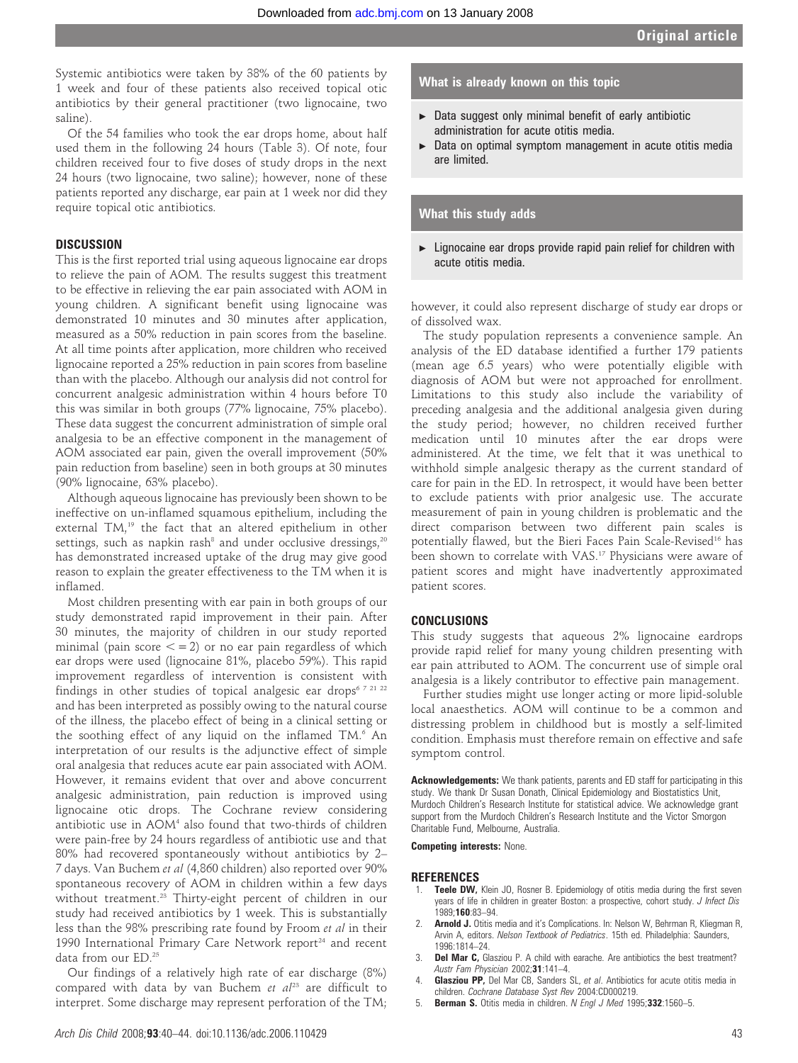Systemic antibiotics were taken by 38% of the 60 patients by 1 week and four of these patients also received topical otic antibiotics by their general practitioner (two lignocaine, two saline).

Of the 54 families who took the ear drops home, about half used them in the following 24 hours (Table 3). Of note, four children received four to five doses of study drops in the next 24 hours (two lignocaine, two saline); however, none of these patients reported any discharge, ear pain at 1 week nor did they require topical otic antibiotics.

## DISCUSSION

This is the first reported trial using aqueous lignocaine ear drops to relieve the pain of AOM. The results suggest this treatment to be effective in relieving the ear pain associated with AOM in young children. A significant benefit using lignocaine was demonstrated 10 minutes and 30 minutes after application, measured as a 50% reduction in pain scores from the baseline. At all time points after application, more children who received lignocaine reported a 25% reduction in pain scores from baseline than with the placebo. Although our analysis did not control for concurrent analgesic administration within 4 hours before T0 this was similar in both groups (77% lignocaine, 75% placebo). These data suggest the concurrent administration of simple oral analgesia to be an effective component in the management of AOM associated ear pain, given the overall improvement (50% pain reduction from baseline) seen in both groups at 30 minutes (90% lignocaine, 63% placebo).

Although aqueous lignocaine has previously been shown to be ineffective on un-inflamed squamous epithelium, including the external TM,[19] the fact that an altered epithelium in other settings, such as napkin rash[8] and under occlusive dressings,[20] has demonstrated increased uptake of the drug may give good reason to explain the greater effectiveness to the TM when it is inflamed.

Most children presenting with ear pain in both groups of our study demonstrated rapid improvement in their pain. After 30 minutes, the majority of children in our study reported minimal (pain score $<=2$) or no ear pain regardless of which ear drops were used (lignocaine 81%, placebo 59%). This rapid improvement regardless of intervention is consistent with findings in other studies of topical analgesic ear drops[6 7 21 22] and has been interpreted as possibly owing to the natural course of the illness, the placebo effect of being in a clinical setting or the soothing effect of any liquid on the inflamed TM.[6] An interpretation of our results is the adjunctive effect of simple oral analgesia that reduces acute ear pain associated with AOM. However, it remains evident that over and above concurrent analgesic administration, pain reduction is improved using lignocaine otic drops. The Cochrane review considering antibiotic use in AOM[4] also found that two-thirds of children were pain-free by 24 hours regardless of antibiotic use and that 80% had recovered spontaneously without antibiotics by 2–7 days. Van Buchem *et al* (4,860 children) also reported over 90% spontaneous recovery of AOM in children within a few days without treatment.[23] Thirty-eight percent of children in our study had received antibiotics by 1 week. This is substantially less than the 98% prescribing rate found by Froom *et al* in their 1990 International Primary Care Network report[24] and recent data from our ED.[25]

Our findings of a relatively high rate of ear discharge (8%) compared with data by van Buchem *et al*[23] are difficult to interpret. Some discharge may represent perforation of the TM; however, it could also represent discharge of study ear drops or of dissolved wax.

The study population represents a convenience sample. An analysis of the ED database identified a further 179 patients (mean age 6.5 years) who were potentially eligible with diagnosis of AOM but were not approached for enrollment. Limitations to this study also include the variability of preceding analgesia and the additional analgesia given during the study period; however, no children received further medication until 10 minutes after the ear drops were administered. At the time, we felt that it was unethical to withhold simple analgesic therapy as the current standard of care for pain in the ED. In retrospect, it would have been better to exclude patients with prior analgesic use. The accurate measurement of pain in young children is problematic and the direct comparison between two different pain scales is potentially flawed, but the Bieri Faces Pain Scale-Revised[16] has been shown to correlate with VAS.[17] Physicians were aware of patient scores and might have inadvertently approximated patient scores.

**What is already known on this topic**

- Data suggest only minimal benefit of early antibiotic administration for acute otitis media.
- Data on optimal symptom management in acute otitis media are limited.

**What this study adds**

- Lignocaine ear drops provide rapid pain relief for children with acute otitis media.

## CONCLUSIONS

This study suggests that aqueous 2% lignocaine eardrops provide rapid relief for many young children presenting with ear pain attributed to AOM. The concurrent use of simple oral analgesia is a likely contributor to effective pain management.

Further studies might use longer acting or more lipid-soluble local anaesthetics. AOM will continue to be a common and distressing problem in childhood but is mostly a self-limited condition. Emphasis must therefore remain on effective and safe symptom control.

**Acknowledgements:** We thank patients, parents and ED staff for participating in this study. We thank Dr Susan Donath, Clinical Epidemiology and Biostatistics Unit, Murdoch Children's Research Institute for statistical advice. We acknowledge grant support from the Murdoch Children's Research Institute and the Victor Smorgon Charitable Fund, Melbourne, Australia.

**Competing interests:** None.

## REFERENCES

1. **Teele DW,** Klein JO, Rosner B. Epidemiology of otitis media during the first seven years of life in children in greater Boston: a prospective, cohort study. *J Infect Dis* 1989;**160**:83–94.
2. **Arnold J.** Otitis media and it's Complications. In: Nelson W, Behrman R, Kliegman R, Arvin A, editors. *Nelson Textbook of Pediatrics*. 15th ed. Philadelphia: Saunders, 1996:1814–24.
3. **Del Mar C,** Glasziou P. A child with earache. Are antibiotics the best treatment? *Austr Fam Physician* 2002;**31**:141–4.
4. **Glasziou PP,** Del Mar CB, Sanders SL, *et al*. Antibiotics for acute otitis media in children. *Cochrane Database Syst Rev* 2004:CD000219.
5. **Berman S.** Otitis media in children. *N Engl J Med* 1995;**332**:1560–5.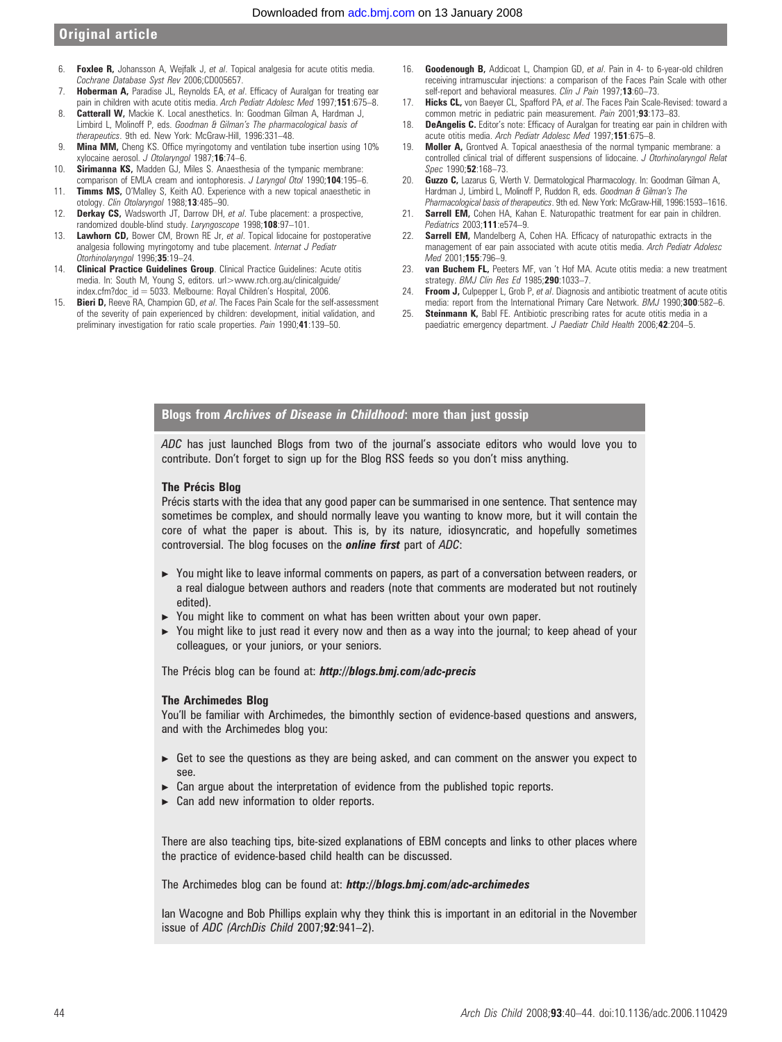6. **Foxlee R,** Johansson A, Wejfalk J, *et al*. Topical analgesia for acute otitis media. *Cochrane Database Syst Rev* 2006;CD005657.
7. **Hoberman A,** Paradise JL, Reynolds EA, *et al*. Efficacy of Auralgan for treating ear pain in children with acute otitis media. *Arch Pediatr Adolesc Med* 1997;**151**:675–8.
8. **Catterall W,** Mackie K. Local anesthetics. In: Goodman Gilman A, Hardman J, Limbird L, Molinoff P, eds. *Goodman & Gilman's The pharmacological basis of therapeutics*. 9th ed. New York: McGraw-Hill, 1996:331–48.
9. **Mina MM,** Cheng KS. Office myringotomy and ventilation tube insertion using 10% xylocaine aerosol. *J Otolaryngol* 1987;**16**:74–6.
10. **Sirimanna KS,** Madden GJ, Miles S. Anaesthesia of the tympanic membrane: comparison of EMLA cream and iontophoresis. *J Laryngol Otol* 1990;**104**:195–6.
11. **Timms MS,** O'Malley S, Keith AO. Experience with a new topical anaesthetic in otology. *Clin Otolaryngol* 1988;**13**:485–90.
12. **Derkay CS,** Wadsworth JT, Darrow DH, *et al*. Tube placement: a prospective, randomized double-blind study. *Laryngoscope* 1998;**108**:97–101.
13. **Lawhorn CD,** Bower CM, Brown RE Jr, *et al*. Topical lidocaine for postoperative analgesia following myringotomy and tube placement. *Internat J Pediatr Otorhinolaryngol* 1996;**35**:19–24.
14. **Clinical Practice Guidelines Group**. Clinical Practice Guidelines: Acute otitis media. In: South M, Young S, editors. url>www.rch.org.au/clinicalguide/index.cfm?doc_id = 5033. Melbourne: Royal Children's Hospital, 2006.
15. **Bieri D,** Reeve RA, Champion GD, *et al*. The Faces Pain Scale for the self-assessment of the severity of pain experienced by children: development, initial validation, and preliminary investigation for ratio scale properties. *Pain* 1990;**41**:139–50.
16. **Goodenough B,** Addicoat L, Champion GD, *et al*. Pain in 4- to 6-year-old children receiving intramuscular injections: a comparison of the Faces Pain Scale with other self-report and behavioral measures. *Clin J Pain* 1997;**13**:60–73.
17. **Hicks CL,** von Baeyer CL, Spafford PA, *et al*. The Faces Pain Scale-Revised: toward a common metric in pediatric pain measurement. *Pain* 2001;**93**:173–83.
18. **DeAngelis C.** Editor's note: Efficacy of Auralgan for treating ear pain in children with acute otitis media. *Arch Pediatr Adolesc Med* 1997;**151**:675–8.
19. **Moller A,** Grontved A. Topical anaesthesia of the normal tympanic membrane: a controlled clinical trial of different suspensions of lidocaine. *J Otorhinolaryngol Relat Spec* 1990;**52**:168–73.
20. **Guzzo C,** Lazarus G, Werth V. Dermatological Pharmacology. In: Goodman Gilman A, Hardman J, Limbird L, Molinoff P, Ruddon R, eds. *Goodman & Gilman's The Pharmacological basis of therapeutics*. 9th ed. New York: McGraw-Hill, 1996:1593–1616.
21. **Sarrell EM,** Cohen HA, Kahan E. Naturopathic treatment for ear pain in children. *Pediatrics* 2003;**111**:e574–9.
22. **Sarrell EM,** Mandelberg A, Cohen HA. Efficacy of naturopathic extracts in the management of ear pain associated with acute otitis media. *Arch Pediatr Adolesc Med* 2001;**155**:796–9.
23. **van Buchem FL,** Peeters MF, van 't Hof MA. Acute otitis media: a new treatment strategy. *BMJ Clin Res Ed* 1985;**290**:1033–7.
24. **Froom J,** Culpepper L, Grob P, *et al*. Diagnosis and antibiotic treatment of acute otitis media: report from the International Primary Care Network. *BMJ* 1990;**300**:582–6.
25. **Steinmann K,** Babl FE. Antibiotic prescribing rates for acute otitis media in a paediatric emergency department. *J Paediatr Child Health* 2006;**42**:204–5.

## Blogs from *Archives of Disease in Childhood*: more than just gossip

*ADC* has just launched Blogs from two of the journal's associate editors who would love you to contribute. Don't forget to sign up for the Blog RSS feeds so you don't miss anything.

### The Précis Blog

Précis starts with the idea that any good paper can be summarised in one sentence. That sentence may sometimes be complex, and should normally leave you wanting to know more, but it will contain the core of what the paper is about. This is, by its nature, idiosyncratic, and hopefully sometimes controversial. The blog focuses on the ***online first*** part of *ADC*:

- You might like to leave informal comments on papers, as part of a conversation between readers, or a real dialogue between authors and readers (note that comments are moderated but not routinely edited).
- You might like to comment on what has been written about your own paper.
- You might like to just read it every now and then as a way into the journal; to keep ahead of your colleagues, or your juniors, or your seniors.

The Précis blog can be found at: ***http://blogs.bmj.com/adc-precis***

### The Archimedes Blog

You'll be familiar with Archimedes, the bimonthly section of evidence-based questions and answers, and with the Archimedes blog you:

- Get to see the questions as they are being asked, and can comment on the answer you expect to see.
- Can argue about the interpretation of evidence from the published topic reports.
- Can add new information to older reports.

There are also teaching tips, bite-sized explanations of EBM concepts and links to other places where the practice of evidence-based child health can be discussed.

The Archimedes blog can be found at: ***http://blogs.bmj.com/adc-archimedes***

Ian Wacogne and Bob Phillips explain why they think this is important in an editorial in the November issue of *ADC (ArchDis Child* 2007;**92**:941–2).